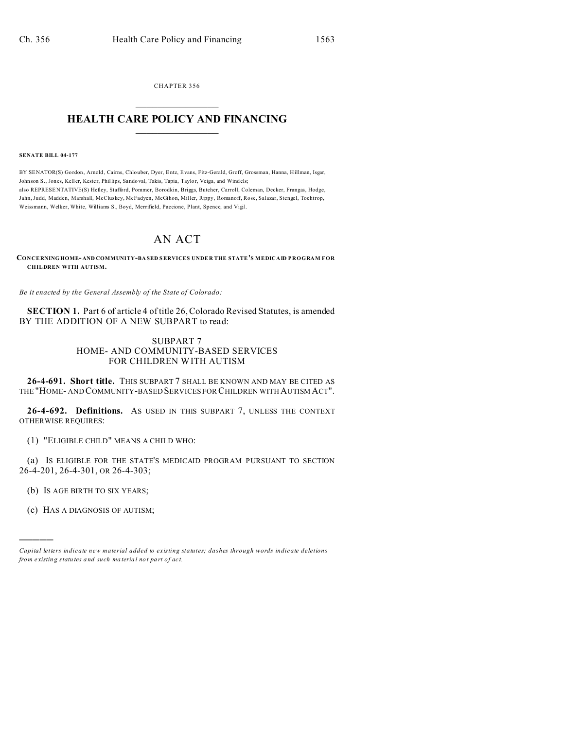CHAPTER 356

# HEALTH CARE POLICY AND FINANCING

**SENATE BILL 04-177**

BY SENATOR(S) Gordon, Arnold, Cairns, Chlouber, Dyer, Entz, Evans, Fitz-Gerald, Groff, Grossman, Hanna, Hillman, Isgar, Johnson S., Jones, Keller, Kester, Phillips, Sandoval, Takis, Tapia, Taylor, Veiga, and Windels;
also REPRESENTATIVE(S) Hefley, Stafford, Pommer, Borodkin, Briggs, Butcher, Carroll, Coleman, Decker, Frangas, Hodge, Jahn, Judd, Madden, Marshall, McCluskey, McFadyen, McGihon, Miller, Rippy, Romanoff, Rose, Salazar, Stengel, Tochtrop, Weissmann, Welker, White, Williams S., Boyd, Merrifield, Paccione, Plant, Spence, and Vigil.

# AN ACT

**CONCERNING HOME- AND COMMUNITY-BASED SERVICES UNDER THE STATE'S MEDICAID PROGRAM FOR CHILDREN WITH AUTISM.**

*Be it enacted by the General Assembly of the State of Colorado:*

**SECTION 1.** Part 6 of article 4 of title 26, Colorado Revised Statutes, is amended BY THE ADDITION OF A NEW SUBPART to read:

SUBPART 7
HOME- AND COMMUNITY-BASED SERVICES
FOR CHILDREN WITH AUTISM

**26-4-691. Short title.** THIS SUBPART 7 SHALL BE KNOWN AND MAY BE CITED AS THE "HOME- AND COMMUNITY-BASED SERVICES FOR CHILDREN WITH AUTISM ACT".

**26-4-692. Definitions.** AS USED IN THIS SUBPART 7, UNLESS THE CONTEXT OTHERWISE REQUIRES:

(1) "ELIGIBLE CHILD" MEANS A CHILD WHO:

(a) IS ELIGIBLE FOR THE STATE'S MEDICAID PROGRAM PURSUANT TO SECTION 26-4-201, 26-4-301, OR 26-4-303;

(b) IS AGE BIRTH TO SIX YEARS;

(c) HAS A DIAGNOSIS OF AUTISM;

---

*Capital letters indicate new material added to existing statutes; dashes through words indicate deletions from existing statutes and such material not part of act.*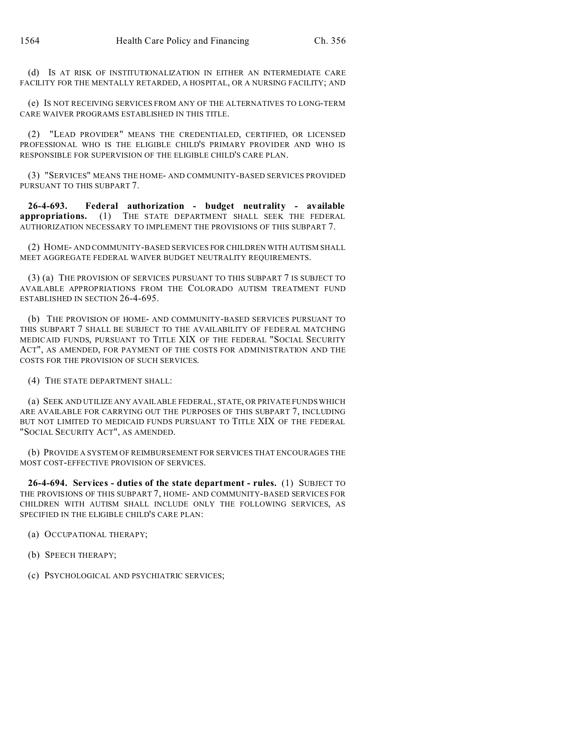(d) IS AT RISK OF INSTITUTIONALIZATION IN EITHER AN INTERMEDIATE CARE FACILITY FOR THE MENTALLY RETARDED, A HOSPITAL, OR A NURSING FACILITY; AND

(e) IS NOT RECEIVING SERVICES FROM ANY OF THE ALTERNATIVES TO LONG-TERM CARE WAIVER PROGRAMS ESTABLISHED IN THIS TITLE.

(2) "LEAD PROVIDER" MEANS THE CREDENTIALED, CERTIFIED, OR LICENSED PROFESSIONAL WHO IS THE ELIGIBLE CHILD'S PRIMARY PROVIDER AND WHO IS RESPONSIBLE FOR SUPERVISION OF THE ELIGIBLE CHILD'S CARE PLAN.

(3) "SERVICES" MEANS THE HOME- AND COMMUNITY-BASED SERVICES PROVIDED PURSUANT TO THIS SUBPART 7.

**26-4-693. Federal authorization - budget neutrality - available appropriations.** (1) THE STATE DEPARTMENT SHALL SEEK THE FEDERAL AUTHORIZATION NECESSARY TO IMPLEMENT THE PROVISIONS OF THIS SUBPART 7.

(2) HOME- AND COMMUNITY-BASED SERVICES FOR CHILDREN WITH AUTISM SHALL MEET AGGREGATE FEDERAL WAIVER BUDGET NEUTRALITY REQUIREMENTS.

(3) (a) THE PROVISION OF SERVICES PURSUANT TO THIS SUBPART 7 IS SUBJECT TO AVAILABLE APPROPRIATIONS FROM THE COLORADO AUTISM TREATMENT FUND ESTABLISHED IN SECTION 26-4-695.

(b) THE PROVISION OF HOME- AND COMMUNITY-BASED SERVICES PURSUANT TO THIS SUBPART 7 SHALL BE SUBJECT TO THE AVAILABILITY OF FEDERAL MATCHING MEDICAID FUNDS, PURSUANT TO TITLE XIX OF THE FEDERAL "SOCIAL SECURITY ACT", AS AMENDED, FOR PAYMENT OF THE COSTS FOR ADMINISTRATION AND THE COSTS FOR THE PROVISION OF SUCH SERVICES.

(4) THE STATE DEPARTMENT SHALL:

(a) SEEK AND UTILIZE ANY AVAILABLE FEDERAL, STATE, OR PRIVATE FUNDS WHICH ARE AVAILABLE FOR CARRYING OUT THE PURPOSES OF THIS SUBPART 7, INCLUDING BUT NOT LIMITED TO MEDICAID FUNDS PURSUANT TO TITLE XIX OF THE FEDERAL "SOCIAL SECURITY ACT", AS AMENDED.

(b) PROVIDE A SYSTEM OF REIMBURSEMENT FOR SERVICES THAT ENCOURAGES THE MOST COST-EFFECTIVE PROVISION OF SERVICES.

**26-4-694. Services - duties of the state department - rules.** (1) SUBJECT TO THE PROVISIONS OF THIS SUBPART 7, HOME- AND COMMUNITY-BASED SERVICES FOR CHILDREN WITH AUTISM SHALL INCLUDE ONLY THE FOLLOWING SERVICES, AS SPECIFIED IN THE ELIGIBLE CHILD'S CARE PLAN:

(a) OCCUPATIONAL THERAPY;

(b) SPEECH THERAPY;

(c) PSYCHOLOGICAL AND PSYCHIATRIC SERVICES;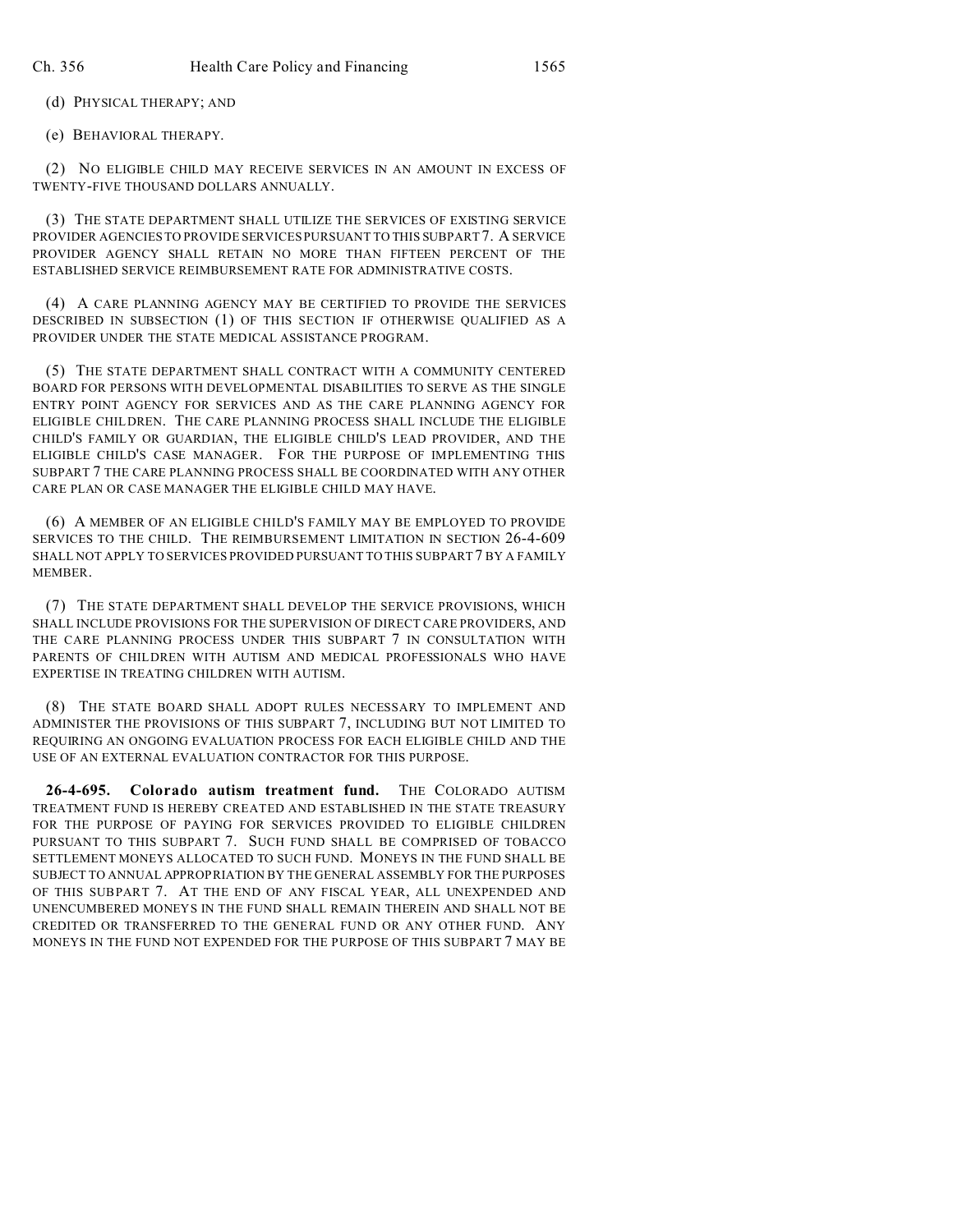(d) PHYSICAL THERAPY; AND

(e) BEHAVIORAL THERAPY.

(2) NO ELIGIBLE CHILD MAY RECEIVE SERVICES IN AN AMOUNT IN EXCESS OF TWENTY-FIVE THOUSAND DOLLARS ANNUALLY.

(3) THE STATE DEPARTMENT SHALL UTILIZE THE SERVICES OF EXISTING SERVICE PROVIDER AGENCIES TO PROVIDE SERVICES PURSUANT TO THIS SUBPART 7. A SERVICE PROVIDER AGENCY SHALL RETAIN NO MORE THAN FIFTEEN PERCENT OF THE ESTABLISHED SERVICE REIMBURSEMENT RATE FOR ADMINISTRATIVE COSTS.

(4) A CARE PLANNING AGENCY MAY BE CERTIFIED TO PROVIDE THE SERVICES DESCRIBED IN SUBSECTION (1) OF THIS SECTION IF OTHERWISE QUALIFIED AS A PROVIDER UNDER THE STATE MEDICAL ASSISTANCE PROGRAM.

(5) THE STATE DEPARTMENT SHALL CONTRACT WITH A COMMUNITY CENTERED BOARD FOR PERSONS WITH DEVELOPMENTAL DISABILITIES TO SERVE AS THE SINGLE ENTRY POINT AGENCY FOR SERVICES AND AS THE CARE PLANNING AGENCY FOR ELIGIBLE CHILDREN. THE CARE PLANNING PROCESS SHALL INCLUDE THE ELIGIBLE CHILD'S FAMILY OR GUARDIAN, THE ELIGIBLE CHILD'S LEAD PROVIDER, AND THE ELIGIBLE CHILD'S CASE MANAGER. FOR THE PURPOSE OF IMPLEMENTING THIS SUBPART 7 THE CARE PLANNING PROCESS SHALL BE COORDINATED WITH ANY OTHER CARE PLAN OR CASE MANAGER THE ELIGIBLE CHILD MAY HAVE.

(6) A MEMBER OF AN ELIGIBLE CHILD'S FAMILY MAY BE EMPLOYED TO PROVIDE SERVICES TO THE CHILD. THE REIMBURSEMENT LIMITATION IN SECTION 26-4-609 SHALL NOT APPLY TO SERVICES PROVIDED PURSUANT TO THIS SUBPART 7 BY A FAMILY MEMBER.

(7) THE STATE DEPARTMENT SHALL DEVELOP THE SERVICE PROVISIONS, WHICH SHALL INCLUDE PROVISIONS FOR THE SUPERVISION OF DIRECT CARE PROVIDERS, AND THE CARE PLANNING PROCESS UNDER THIS SUBPART 7 IN CONSULTATION WITH PARENTS OF CHILDREN WITH AUTISM AND MEDICAL PROFESSIONALS WHO HAVE EXPERTISE IN TREATING CHILDREN WITH AUTISM.

(8) THE STATE BOARD SHALL ADOPT RULES NECESSARY TO IMPLEMENT AND ADMINISTER THE PROVISIONS OF THIS SUBPART 7, INCLUDING BUT NOT LIMITED TO REQUIRING AN ONGOING EVALUATION PROCESS FOR EACH ELIGIBLE CHILD AND THE USE OF AN EXTERNAL EVALUATION CONTRACTOR FOR THIS PURPOSE.

**26-4-695. Colorado autism treatment fund.** THE COLORADO AUTISM TREATMENT FUND IS HEREBY CREATED AND ESTABLISHED IN THE STATE TREASURY FOR THE PURPOSE OF PAYING FOR SERVICES PROVIDED TO ELIGIBLE CHILDREN PURSUANT TO THIS SUBPART 7. SUCH FUND SHALL BE COMPRISED OF TOBACCO SETTLEMENT MONEYS ALLOCATED TO SUCH FUND. MONEYS IN THE FUND SHALL BE SUBJECT TO ANNUAL APPROPRIATION BY THE GENERAL ASSEMBLY FOR THE PURPOSES OF THIS SUBPART 7. AT THE END OF ANY FISCAL YEAR, ALL UNEXPENDED AND UNENCUMBERED MONEYS IN THE FUND SHALL REMAIN THEREIN AND SHALL NOT BE CREDITED OR TRANSFERRED TO THE GENERAL FUND OR ANY OTHER FUND. ANY MONEYS IN THE FUND NOT EXPENDED FOR THE PURPOSE OF THIS SUBPART 7 MAY BE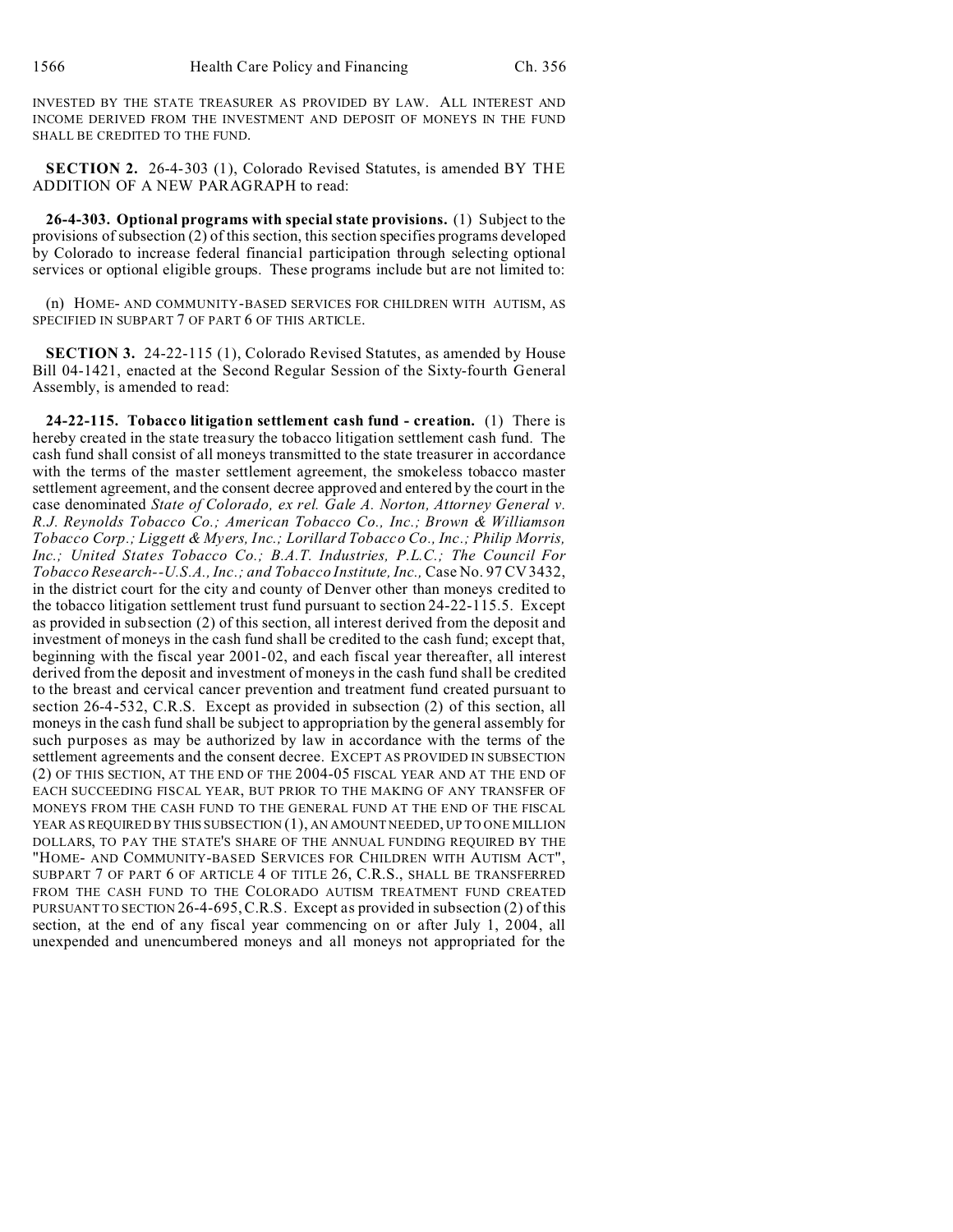INVESTED BY THE STATE TREASURER AS PROVIDED BY LAW. ALL INTEREST AND INCOME DERIVED FROM THE INVESTMENT AND DEPOSIT OF MONEYS IN THE FUND SHALL BE CREDITED TO THE FUND.

**SECTION 2.** 26-4-303 (1), Colorado Revised Statutes, is amended BY THE ADDITION OF A NEW PARAGRAPH to read:

**26-4-303. Optional programs with special state provisions.** (1) Subject to the provisions of subsection (2) of this section, this section specifies programs developed by Colorado to increase federal financial participation through selecting optional services or optional eligible groups. These programs include but are not limited to:

(n) HOME- AND COMMUNITY-BASED SERVICES FOR CHILDREN WITH AUTISM, AS SPECIFIED IN SUBPART 7 OF PART 6 OF THIS ARTICLE.

**SECTION 3.** 24-22-115 (1), Colorado Revised Statutes, as amended by House Bill 04-1421, enacted at the Second Regular Session of the Sixty-fourth General Assembly, is amended to read:

**24-22-115. Tobacco litigation settlement cash fund - creation.** (1) There is hereby created in the state treasury the tobacco litigation settlement cash fund. The cash fund shall consist of all moneys transmitted to the state treasurer in accordance with the terms of the master settlement agreement, the smokeless tobacco master settlement agreement, and the consent decree approved and entered by the court in the case denominated *State of Colorado, ex rel. Gale A. Norton, Attorney General v. R.J. Reynolds Tobacco Co.; American Tobacco Co., Inc.; Brown & Williamson Tobacco Corp.; Liggett & Myers, Inc.; Lorillard Tobacco Co., Inc.; Philip Morris, Inc.; United States Tobacco Co.; B.A.T. Industries, P.L.C.; The Council For Tobacco Research--U.S.A., Inc.; and Tobacco Institute, Inc.,* Case No. 97 CV 3432, in the district court for the city and county of Denver other than moneys credited to the tobacco litigation settlement trust fund pursuant to section 24-22-115.5. Except as provided in subsection (2) of this section, all interest derived from the deposit and investment of moneys in the cash fund shall be credited to the cash fund; except that, beginning with the fiscal year 2001-02, and each fiscal year thereafter, all interest derived from the deposit and investment of moneys in the cash fund shall be credited to the breast and cervical cancer prevention and treatment fund created pursuant to section 26-4-532, C.R.S. Except as provided in subsection (2) of this section, all moneys in the cash fund shall be subject to appropriation by the general assembly for such purposes as may be authorized by law in accordance with the terms of the settlement agreements and the consent decree. EXCEPT AS PROVIDED IN SUBSECTION (2) OF THIS SECTION, AT THE END OF THE 2004-05 FISCAL YEAR AND AT THE END OF EACH SUCCEEDING FISCAL YEAR, BUT PRIOR TO THE MAKING OF ANY TRANSFER OF MONEYS FROM THE CASH FUND TO THE GENERAL FUND AT THE END OF THE FISCAL YEAR AS REQUIRED BY THIS SUBSECTION (1), AN AMOUNT NEEDED, UP TO ONE MILLION DOLLARS, TO PAY THE STATE'S SHARE OF THE ANNUAL FUNDING REQUIRED BY THE "HOME- AND COMMUNITY-BASED SERVICES FOR CHILDREN WITH AUTISM ACT", SUBPART 7 OF PART 6 OF ARTICLE 4 OF TITLE 26, C.R.S., SHALL BE TRANSFERRED FROM THE CASH FUND TO THE COLORADO AUTISM TREATMENT FUND CREATED PURSUANT TO SECTION 26-4-695, C.R.S. Except as provided in subsection (2) of this section, at the end of any fiscal year commencing on or after July 1, 2004, all unexpended and unencumbered moneys and all moneys not appropriated for the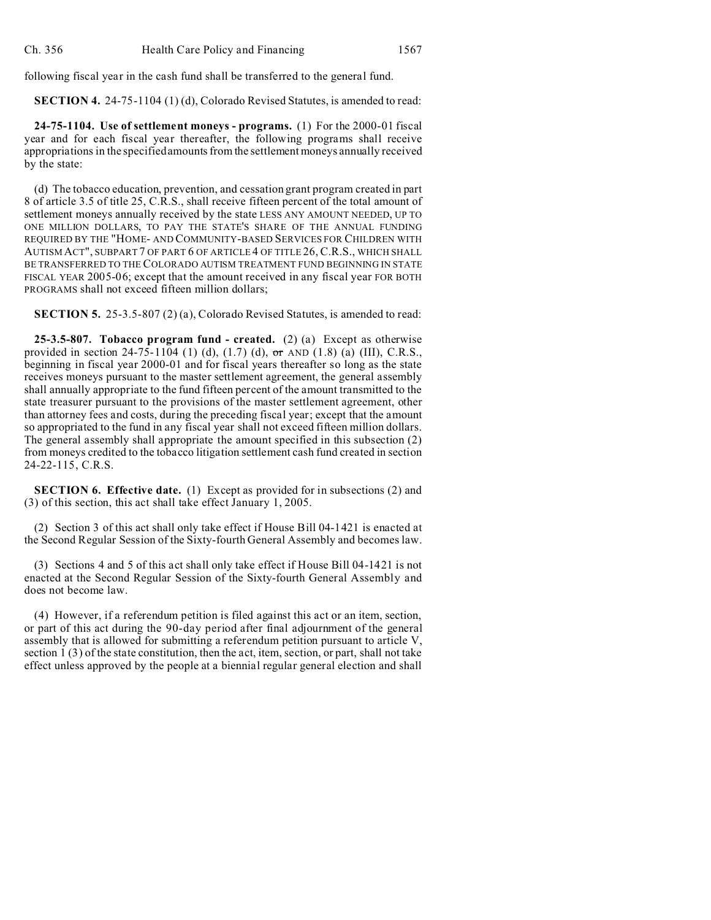following fiscal year in the cash fund shall be transferred to the general fund.

**SECTION 4.** 24-75-1104 (1) (d), Colorado Revised Statutes, is amended to read:

**24-75-1104. Use of settlement moneys - programs.** (1) For the 2000-01 fiscal year and for each fiscal year thereafter, the following programs shall receive appropriations in the specified amounts from the settlement moneys annually received by the state:

(d) The tobacco education, prevention, and cessation grant program created in part 8 of article 3.5 of title 25, C.R.S., shall receive fifteen percent of the total amount of settlement moneys annually received by the state LESS ANY AMOUNT NEEDED, UP TO ONE MILLION DOLLARS, TO PAY THE STATE'S SHARE OF THE ANNUAL FUNDING REQUIRED BY THE "HOME- AND COMMUNITY-BASED SERVICES FOR CHILDREN WITH AUTISM ACT", SUBPART 7 OF PART 6 OF ARTICLE 4 OF TITLE 26, C.R.S., WHICH SHALL BE TRANSFERRED TO THE COLORADO AUTISM TREATMENT FUND BEGINNING IN STATE FISCAL YEAR 2005-06; except that the amount received in any fiscal year FOR BOTH PROGRAMS shall not exceed fifteen million dollars;

**SECTION 5.** 25-3.5-807 (2) (a), Colorado Revised Statutes, is amended to read:

**25-3.5-807. Tobacco program fund - created.** (2) (a) Except as otherwise provided in section 24-75-1104 (1) (d), (1.7) (d), ~~or~~ AND (1.8) (a) (III), C.R.S., beginning in fiscal year 2000-01 and for fiscal years thereafter so long as the state receives moneys pursuant to the master settlement agreement, the general assembly shall annually appropriate to the fund fifteen percent of the amount transmitted to the state treasurer pursuant to the provisions of the master settlement agreement, other than attorney fees and costs, during the preceding fiscal year; except that the amount so appropriated to the fund in any fiscal year shall not exceed fifteen million dollars. The general assembly shall appropriate the amount specified in this subsection (2) from moneys credited to the tobacco litigation settlement cash fund created in section 24-22-115, C.R.S.

**SECTION 6. Effective date.** (1) Except as provided for in subsections (2) and (3) of this section, this act shall take effect January 1, 2005.

(2) Section 3 of this act shall only take effect if House Bill 04-1421 is enacted at the Second Regular Session of the Sixty-fourth General Assembly and becomes law.

(3) Sections 4 and 5 of this act shall only take effect if House Bill 04-1421 is not enacted at the Second Regular Session of the Sixty-fourth General Assembly and does not become law.

(4) However, if a referendum petition is filed against this act or an item, section, or part of this act during the 90-day period after final adjournment of the general assembly that is allowed for submitting a referendum petition pursuant to article V, section 1 (3) of the state constitution, then the act, item, section, or part, shall not take effect unless approved by the people at a biennial regular general election and shall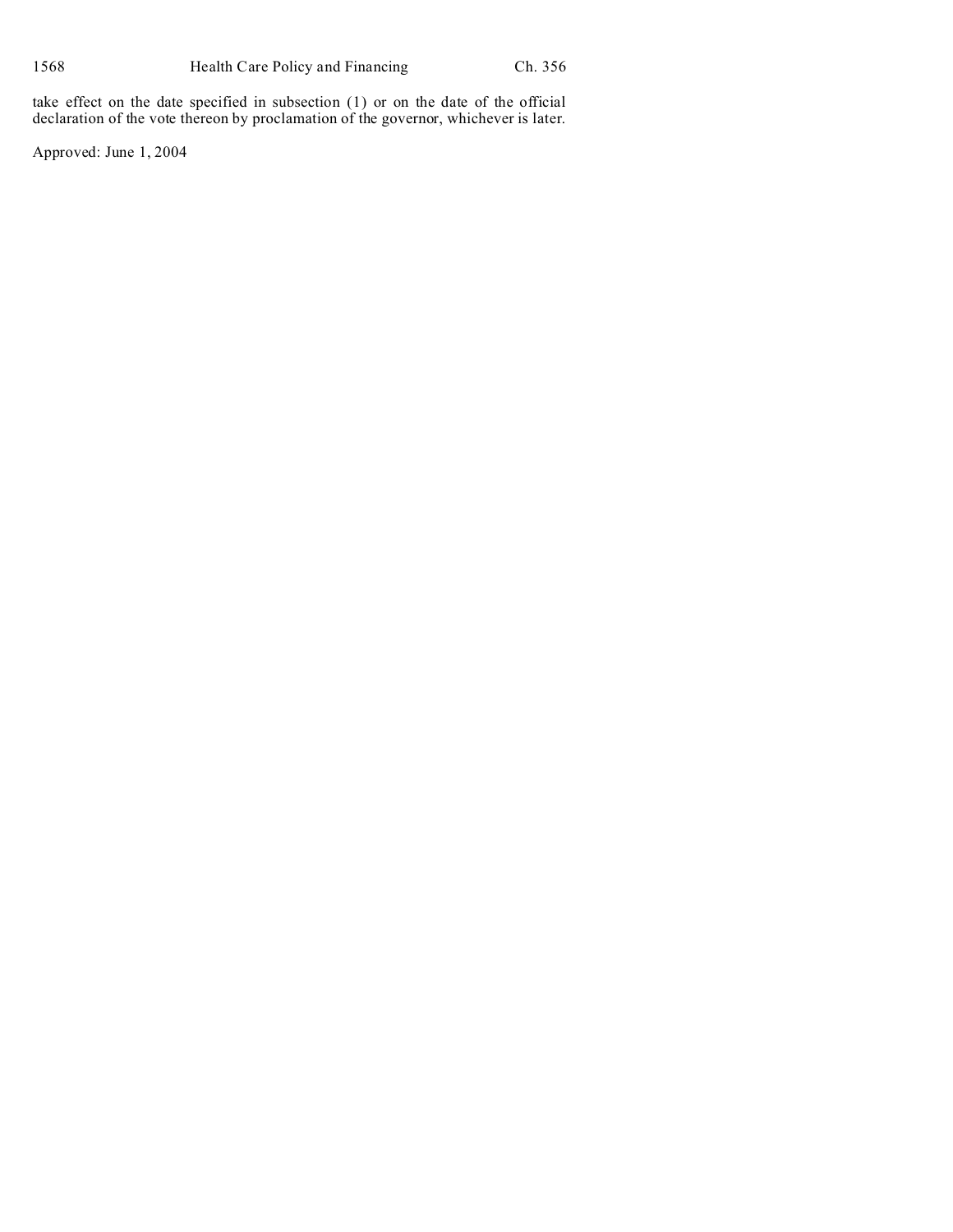take effect on the date specified in subsection (1) or on the date of the official declaration of the vote thereon by proclamation of the governor, whichever is later.

Approved: June 1, 2004